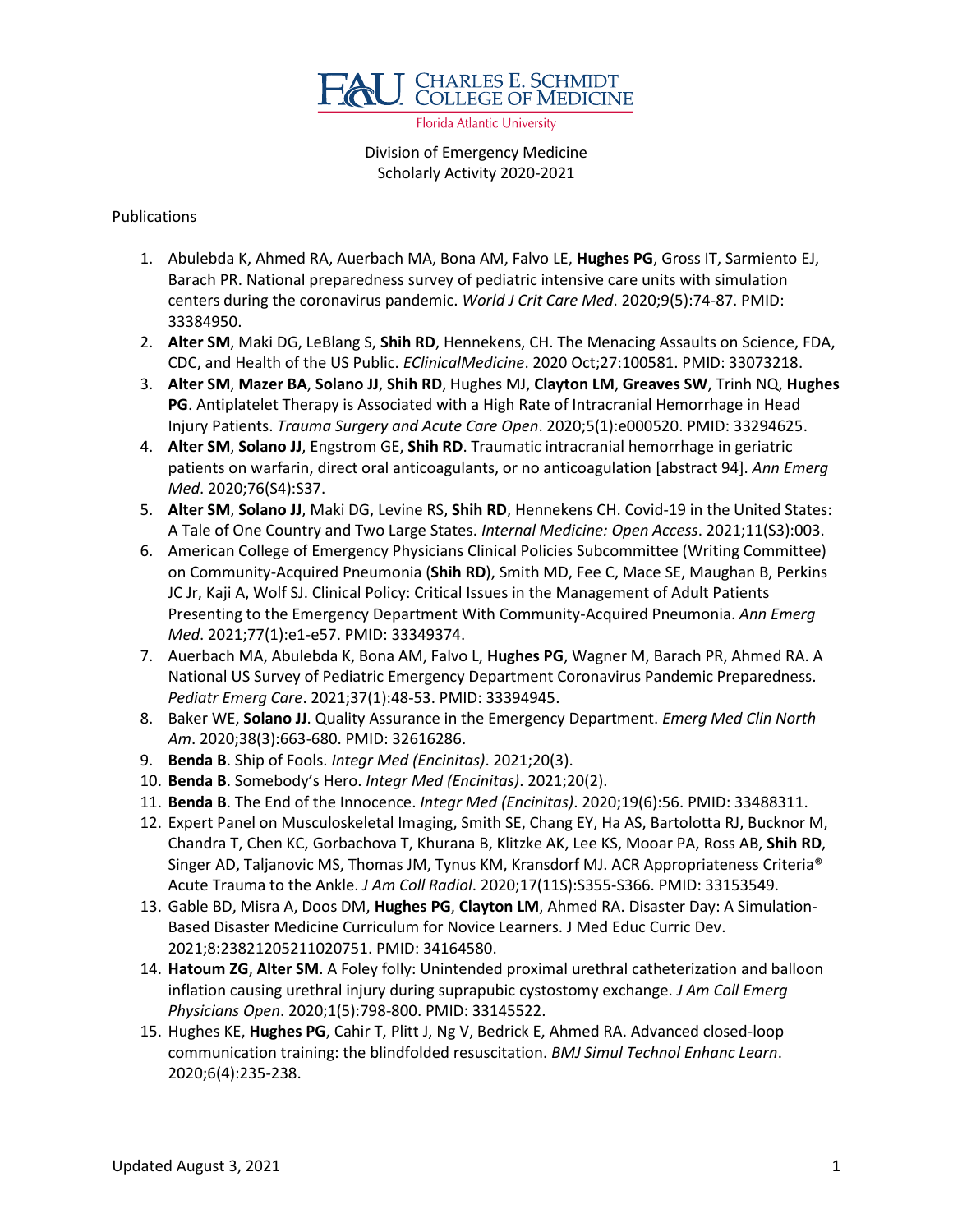FAU CHARLES E. SCHMIDT COLLEGE OF MEDICINE

Florida Atlantic University

Division of Emergency Medicine
Scholarly Activity 2020-2021

Publications

1. Abulebda K, Ahmed RA, Auerbach MA, Bona AM, Falvo LE, **Hughes PG**, Gross IT, Sarmiento EJ, Barach PR. National preparedness survey of pediatric intensive care units with simulation centers during the coronavirus pandemic. *World J Crit Care Med*. 2020;9(5):74-87. PMID: 33384950.
2. **Alter SM**, Maki DG, LeBlang S, **Shih RD**, Hennekens, CH. The Menacing Assaults on Science, FDA, CDC, and Health of the US Public. *EClinicalMedicine*. 2020 Oct;27:100581. PMID: 33073218.
3. **Alter SM**, **Mazer BA**, **Solano JJ**, **Shih RD**, Hughes MJ, **Clayton LM**, **Greaves SW**, Trinh NQ, **Hughes PG**. Antiplatelet Therapy is Associated with a High Rate of Intracranial Hemorrhage in Head Injury Patients. *Trauma Surgery and Acute Care Open*. 2020;5(1):e000520. PMID: 33294625.
4. **Alter SM**, **Solano JJ**, Engstrom GE, **Shih RD**. Traumatic intracranial hemorrhage in geriatric patients on warfarin, direct oral anticoagulants, or no anticoagulation [abstract 94]. *Ann Emerg Med*. 2020;76(S4):S37.
5. **Alter SM**, **Solano JJ**, Maki DG, Levine RS, **Shih RD**, Hennekens CH. Covid-19 in the United States: A Tale of One Country and Two Large States. *Internal Medicine: Open Access*. 2021;11(S3):003.
6. American College of Emergency Physicians Clinical Policies Subcommittee (Writing Committee) on Community-Acquired Pneumonia (**Shih RD**), Smith MD, Fee C, Mace SE, Maughan B, Perkins JC Jr, Kaji A, Wolf SJ. Clinical Policy: Critical Issues in the Management of Adult Patients Presenting to the Emergency Department With Community-Acquired Pneumonia. *Ann Emerg Med*. 2021;77(1):e1-e57. PMID: 33349374.
7. Auerbach MA, Abulebda K, Bona AM, Falvo L, **Hughes PG**, Wagner M, Barach PR, Ahmed RA. A National US Survey of Pediatric Emergency Department Coronavirus Pandemic Preparedness. *Pediatr Emerg Care*. 2021;37(1):48-53. PMID: 33394945.
8. Baker WE, **Solano JJ**. Quality Assurance in the Emergency Department. *Emerg Med Clin North Am*. 2020;38(3):663-680. PMID: 32616286.
9. **Benda B**. Ship of Fools. *Integr Med (Encinitas)*. 2021;20(3).
10. **Benda B**. Somebody's Hero. *Integr Med (Encinitas)*. 2021;20(2).
11. **Benda B**. The End of the Innocence. *Integr Med (Encinitas)*. 2020;19(6):56. PMID: 33488311.
12. Expert Panel on Musculoskeletal Imaging, Smith SE, Chang EY, Ha AS, Bartolotta RJ, Bucknor M, Chandra T, Chen KC, Gorbachova T, Khurana B, Klitzke AK, Lee KS, Mooar PA, Ross AB, **Shih RD**, Singer AD, Taljanovic MS, Thomas JM, Tynus KM, Kransdorf MJ. ACR Appropriateness Criteria® Acute Trauma to the Ankle. *J Am Coll Radiol*. 2020;17(11S):S355-S366. PMID: 33153549.
13. Gable BD, Misra A, Doos DM, **Hughes PG**, **Clayton LM**, Ahmed RA. Disaster Day: A Simulation-Based Disaster Medicine Curriculum for Novice Learners. J Med Educ Curric Dev. 2021;8:23821205211020751. PMID: 34164580.
14. **Hatoum ZG**, **Alter SM**. A Foley folly: Unintended proximal urethral catheterization and balloon inflation causing urethral injury during suprapubic cystostomy exchange. *J Am Coll Emerg Physicians Open*. 2020;1(5):798-800. PMID: 33145522.
15. Hughes KE, **Hughes PG**, Cahir T, Plitt J, Ng V, Bedrick E, Ahmed RA. Advanced closed-loop communication training: the blindfolded resuscitation. *BMJ Simul Technol Enhanc Learn*. 2020;6(4):235-238.

Updated August 3, 2021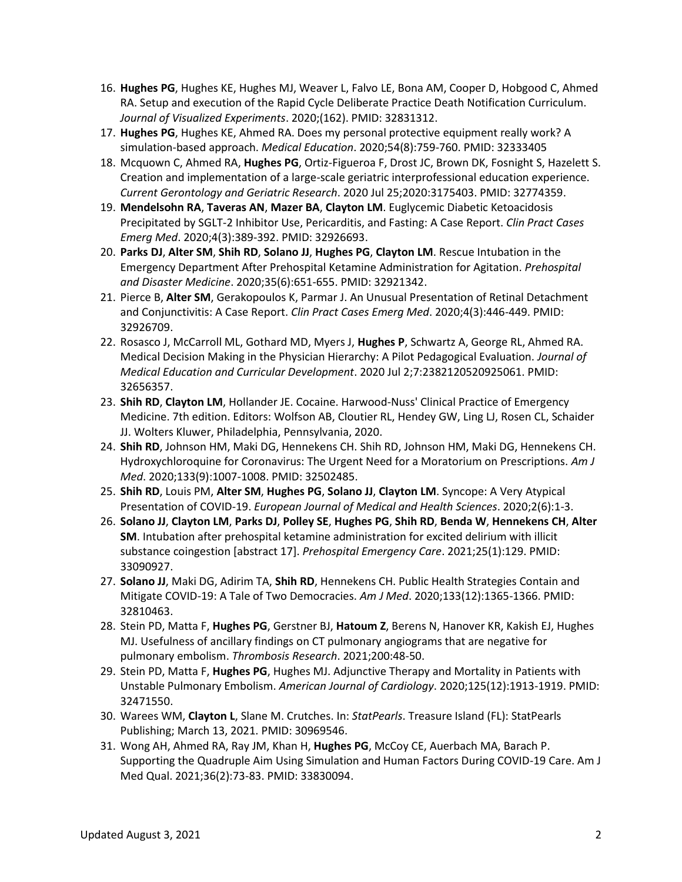16. **Hughes PG**, Hughes KE, Hughes MJ, Weaver L, Falvo LE, Bona AM, Cooper D, Hobgood C, Ahmed RA. Setup and execution of the Rapid Cycle Deliberate Practice Death Notification Curriculum. *Journal of Visualized Experiments*. 2020;(162). PMID: 32831312.
17. **Hughes PG**, Hughes KE, Ahmed RA. Does my personal protective equipment really work? A simulation-based approach. *Medical Education*. 2020;54(8):759-760. PMID: 32333405
18. Mcquown C, Ahmed RA, **Hughes PG**, Ortiz-Figueroa F, Drost JC, Brown DK, Fosnight S, Hazelett S. Creation and implementation of a large-scale geriatric interprofessional education experience. *Current Gerontology and Geriatric Research*. 2020 Jul 25;2020:3175403. PMID: 32774359.
19. **Mendelsohn RA**, **Taveras AN**, **Mazer BA**, **Clayton LM**. Euglycemic Diabetic Ketoacidosis Precipitated by SGLT-2 Inhibitor Use, Pericarditis, and Fasting: A Case Report. *Clin Pract Cases Emerg Med*. 2020;4(3):389-392. PMID: 32926693.
20. **Parks DJ**, **Alter SM**, **Shih RD**, **Solano JJ**, **Hughes PG**, **Clayton LM**. Rescue Intubation in the Emergency Department After Prehospital Ketamine Administration for Agitation. *Prehospital and Disaster Medicine*. 2020;35(6):651-655. PMID: 32921342.
21. Pierce B, **Alter SM**, Gerakopoulos K, Parmar J. An Unusual Presentation of Retinal Detachment and Conjunctivitis: A Case Report. *Clin Pract Cases Emerg Med*. 2020;4(3):446-449. PMID: 32926709.
22. Rosasco J, McCarroll ML, Gothard MD, Myers J, **Hughes P**, Schwartz A, George RL, Ahmed RA. Medical Decision Making in the Physician Hierarchy: A Pilot Pedagogical Evaluation. *Journal of Medical Education and Curricular Development*. 2020 Jul 2;7:2382120520925061. PMID: 32656357.
23. **Shih RD**, **Clayton LM**, Hollander JE. Cocaine. Harwood-Nuss' Clinical Practice of Emergency Medicine. 7th edition. Editors: Wolfson AB, Cloutier RL, Hendey GW, Ling LJ, Rosen CL, Schaider JJ. Wolters Kluwer, Philadelphia, Pennsylvania, 2020.
24. **Shih RD**, Johnson HM, Maki DG, Hennekens CH. Shih RD, Johnson HM, Maki DG, Hennekens CH. Hydroxychloroquine for Coronavirus: The Urgent Need for a Moratorium on Prescriptions. *Am J Med*. 2020;133(9):1007-1008. PMID: 32502485.
25. **Shih RD**, Louis PM, **Alter SM**, **Hughes PG**, **Solano JJ**, **Clayton LM**. Syncope: A Very Atypical Presentation of COVID-19. *European Journal of Medical and Health Sciences*. 2020;2(6):1-3.
26. **Solano JJ**, **Clayton LM**, **Parks DJ**, **Polley SE**, **Hughes PG**, **Shih RD**, **Benda W**, **Hennekens CH**, **Alter SM**. Intubation after prehospital ketamine administration for excited delirium with illicit substance coingestion [abstract 17]. *Prehospital Emergency Care*. 2021;25(1):129. PMID: 33090927.
27. **Solano JJ**, Maki DG, Adirim TA, **Shih RD**, Hennekens CH. Public Health Strategies Contain and Mitigate COVID-19: A Tale of Two Democracies. *Am J Med*. 2020;133(12):1365-1366. PMID: 32810463.
28. Stein PD, Matta F, **Hughes PG**, Gerstner BJ, **Hatoum Z**, Berens N, Hanover KR, Kakish EJ, Hughes MJ. Usefulness of ancillary findings on CT pulmonary angiograms that are negative for pulmonary embolism. *Thrombosis Research*. 2021;200:48-50.
29. Stein PD, Matta F, **Hughes PG**, Hughes MJ. Adjunctive Therapy and Mortality in Patients with Unstable Pulmonary Embolism. *American Journal of Cardiology*. 2020;125(12):1913-1919. PMID: 32471550.
30. Warees WM, **Clayton L**, Slane M. Crutches. In: *StatPearls*. Treasure Island (FL): StatPearls Publishing; March 13, 2021. PMID: 30969546.
31. Wong AH, Ahmed RA, Ray JM, Khan H, **Hughes PG**, McCoy CE, Auerbach MA, Barach P. Supporting the Quadruple Aim Using Simulation and Human Factors During COVID-19 Care. Am J Med Qual. 2021;36(2):73-83. PMID: 33830094.

Updated August 3, 2021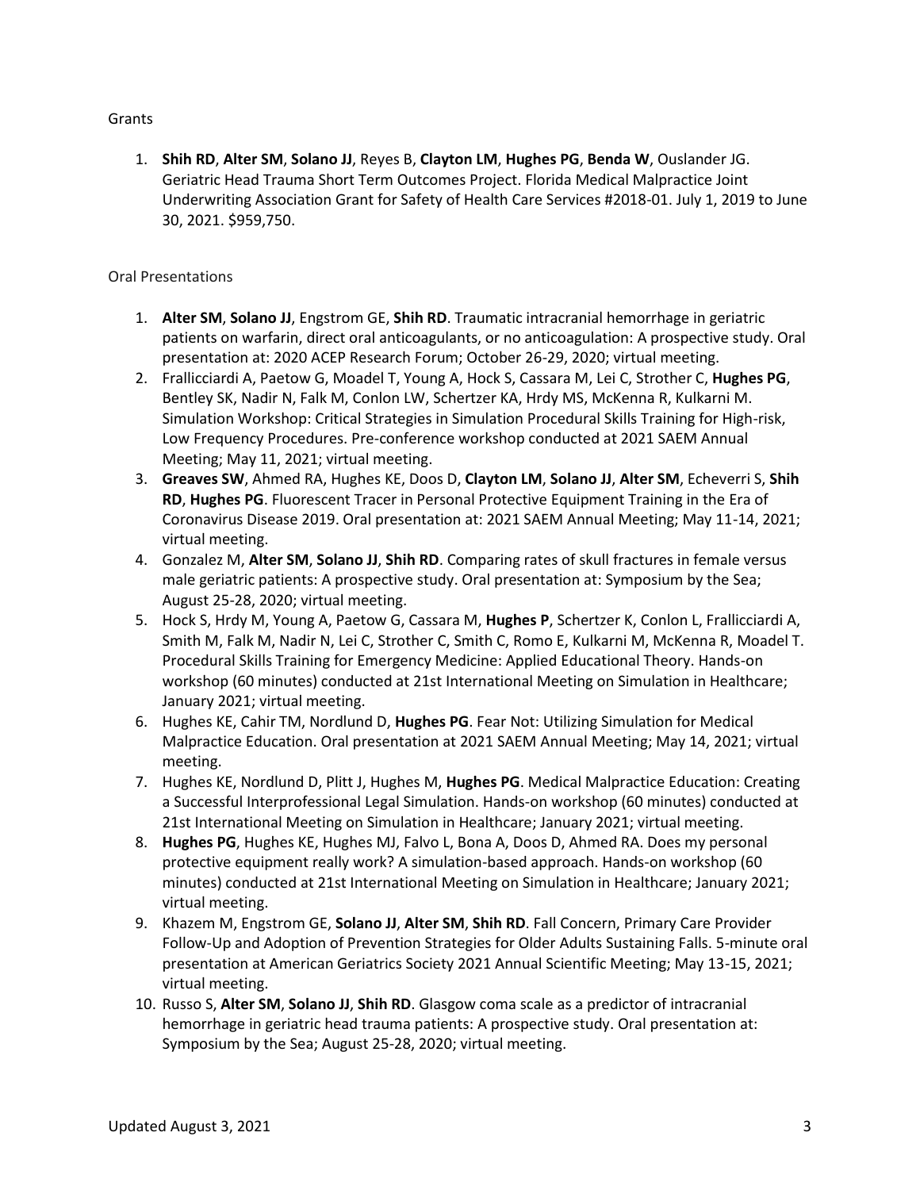## Grants

1. **Shih RD**, **Alter SM**, **Solano JJ**, Reyes B, **Clayton LM**, **Hughes PG**, **Benda W**, Ouslander JG. Geriatric Head Trauma Short Term Outcomes Project. Florida Medical Malpractice Joint Underwriting Association Grant for Safety of Health Care Services #2018-01. July 1, 2019 to June 30, 2021. $959,750.

## Oral Presentations

1. **Alter SM**, **Solano JJ**, Engstrom GE, **Shih RD**. Traumatic intracranial hemorrhage in geriatric patients on warfarin, direct oral anticoagulants, or no anticoagulation: A prospective study. Oral presentation at: 2020 ACEP Research Forum; October 26-29, 2020; virtual meeting.
2. Frallicciardi A, Paetow G, Moadel T, Young A, Hock S, Cassara M, Lei C, Strother C, **Hughes PG**, Bentley SK, Nadir N, Falk M, Conlon LW, Schertzer KA, Hrdy MS, McKenna R, Kulkarni M. Simulation Workshop: Critical Strategies in Simulation Procedural Skills Training for High-risk, Low Frequency Procedures. Pre-conference workshop conducted at 2021 SAEM Annual Meeting; May 11, 2021; virtual meeting.
3. **Greaves SW**, Ahmed RA, Hughes KE, Doos D, **Clayton LM**, **Solano JJ**, **Alter SM**, Echeverri S, **Shih RD**, **Hughes PG**. Fluorescent Tracer in Personal Protective Equipment Training in the Era of Coronavirus Disease 2019. Oral presentation at: 2021 SAEM Annual Meeting; May 11-14, 2021; virtual meeting.
4. Gonzalez M, **Alter SM**, **Solano JJ**, **Shih RD**. Comparing rates of skull fractures in female versus male geriatric patients: A prospective study. Oral presentation at: Symposium by the Sea; August 25-28, 2020; virtual meeting.
5. Hock S, Hrdy M, Young A, Paetow G, Cassara M, **Hughes P**, Schertzer K, Conlon L, Frallicciardi A, Smith M, Falk M, Nadir N, Lei C, Strother C, Smith C, Romo E, Kulkarni M, McKenna R, Moadel T. Procedural Skills Training for Emergency Medicine: Applied Educational Theory. Hands-on workshop (60 minutes) conducted at 21st International Meeting on Simulation in Healthcare; January 2021; virtual meeting.
6. Hughes KE, Cahir TM, Nordlund D, **Hughes PG**. Fear Not: Utilizing Simulation for Medical Malpractice Education. Oral presentation at 2021 SAEM Annual Meeting; May 14, 2021; virtual meeting.
7. Hughes KE, Nordlund D, Plitt J, Hughes M, **Hughes PG**. Medical Malpractice Education: Creating a Successful Interprofessional Legal Simulation. Hands-on workshop (60 minutes) conducted at 21st International Meeting on Simulation in Healthcare; January 2021; virtual meeting.
8. **Hughes PG**, Hughes KE, Hughes MJ, Falvo L, Bona A, Doos D, Ahmed RA. Does my personal protective equipment really work? A simulation-based approach. Hands-on workshop (60 minutes) conducted at 21st International Meeting on Simulation in Healthcare; January 2021; virtual meeting.
9. Khazem M, Engstrom GE, **Solano JJ**, **Alter SM**, **Shih RD**. Fall Concern, Primary Care Provider Follow-Up and Adoption of Prevention Strategies for Older Adults Sustaining Falls. 5-minute oral presentation at American Geriatrics Society 2021 Annual Scientific Meeting; May 13-15, 2021; virtual meeting.
10. Russo S, **Alter SM**, **Solano JJ**, **Shih RD**. Glasgow coma scale as a predictor of intracranial hemorrhage in geriatric head trauma patients: A prospective study. Oral presentation at: Symposium by the Sea; August 25-28, 2020; virtual meeting.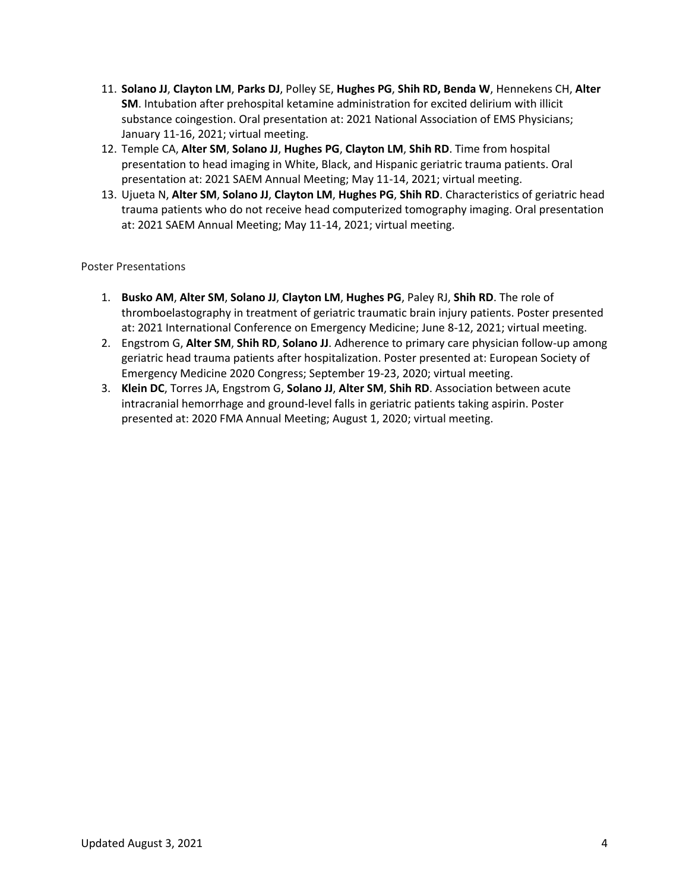11. **Solano JJ**, **Clayton LM**, **Parks DJ**, Polley SE, **Hughes PG**, **Shih RD, Benda W**, Hennekens CH, **Alter SM**. Intubation after prehospital ketamine administration for excited delirium with illicit substance coingestion. Oral presentation at: 2021 National Association of EMS Physicians; January 11-16, 2021; virtual meeting.
12. Temple CA, **Alter SM**, **Solano JJ**, **Hughes PG**, **Clayton LM**, **Shih RD**. Time from hospital presentation to head imaging in White, Black, and Hispanic geriatric trauma patients. Oral presentation at: 2021 SAEM Annual Meeting; May 11-14, 2021; virtual meeting.
13. Ujueta N, **Alter SM**, **Solano JJ**, **Clayton LM**, **Hughes PG**, **Shih RD**. Characteristics of geriatric head trauma patients who do not receive head computerized tomography imaging. Oral presentation at: 2021 SAEM Annual Meeting; May 11-14, 2021; virtual meeting.

Poster Presentations

1. **Busko AM**, **Alter SM**, **Solano JJ**, **Clayton LM**, **Hughes PG**, Paley RJ, **Shih RD**. The role of thromboelastography in treatment of geriatric traumatic brain injury patients. Poster presented at: 2021 International Conference on Emergency Medicine; June 8-12, 2021; virtual meeting.
2. Engstrom G, **Alter SM**, **Shih RD**, **Solano JJ**. Adherence to primary care physician follow-up among geriatric head trauma patients after hospitalization. Poster presented at: European Society of Emergency Medicine 2020 Congress; September 19-23, 2020; virtual meeting.
3. **Klein DC**, Torres JA, Engstrom G, **Solano JJ**, **Alter SM**, **Shih RD**. Association between acute intracranial hemorrhage and ground-level falls in geriatric patients taking aspirin. Poster presented at: 2020 FMA Annual Meeting; August 1, 2020; virtual meeting.

Updated August 3, 2021